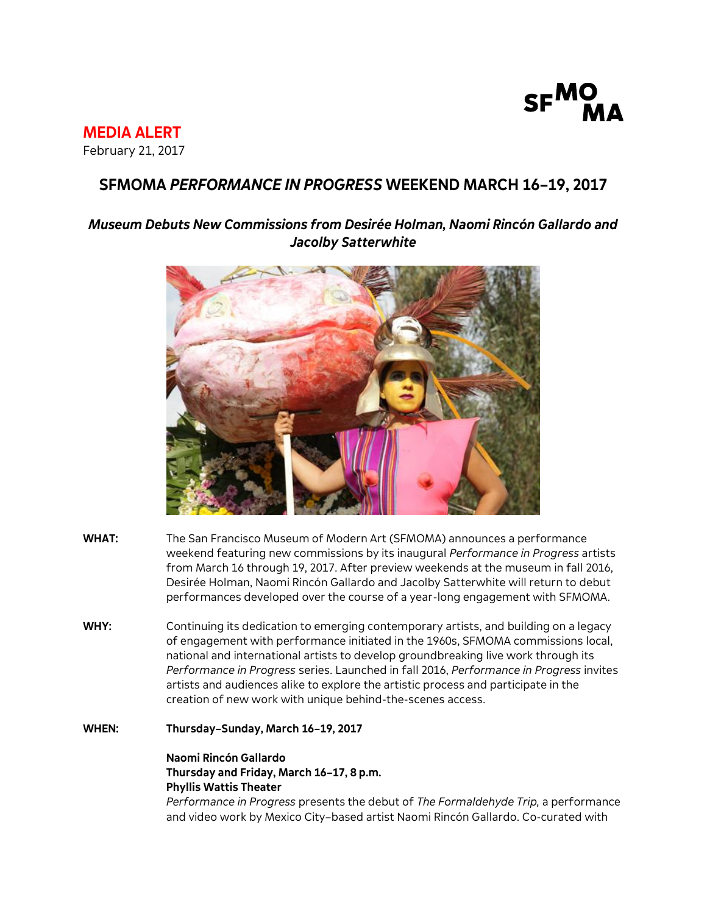**MEDIA ALERT**
February 21, 2017

# SFMOMA *PERFORMANCE IN PROGRESS* WEEKEND MARCH 16–19, 2017

## *Museum Debuts New Commissions from Desirée Holman, Naomi Rincón Gallardo and Jacolby Satterwhite*

**WHAT:** The San Francisco Museum of Modern Art (SFMOMA) announces a performance weekend featuring new commissions by its inaugural *Performance in Progress* artists from March 16 through 19, 2017. After preview weekends at the museum in fall 2016, Desirée Holman, Naomi Rincón Gallardo and Jacolby Satterwhite will return to debut performances developed over the course of a year-long engagement with SFMOMA.

**WHY:** Continuing its dedication to emerging contemporary artists, and building on a legacy of engagement with performance initiated in the 1960s, SFMOMA commissions local, national and international artists to develop groundbreaking live work through its *Performance in Progress* series. Launched in fall 2016, *Performance in Progress* invites artists and audiences alike to explore the artistic process and participate in the creation of new work with unique behind-the-scenes access.

**WHEN:** **Thursday–Sunday, March 16–19, 2017**

**Naomi Rincón Gallardo**
**Thursday and Friday, March 16–17, 8 p.m.**
**Phyllis Wattis Theater**
*Performance in Progress* presents the debut of *The Formaldehyde Trip,* a performance and video work by Mexico City–based artist Naomi Rincón Gallardo. Co-curated with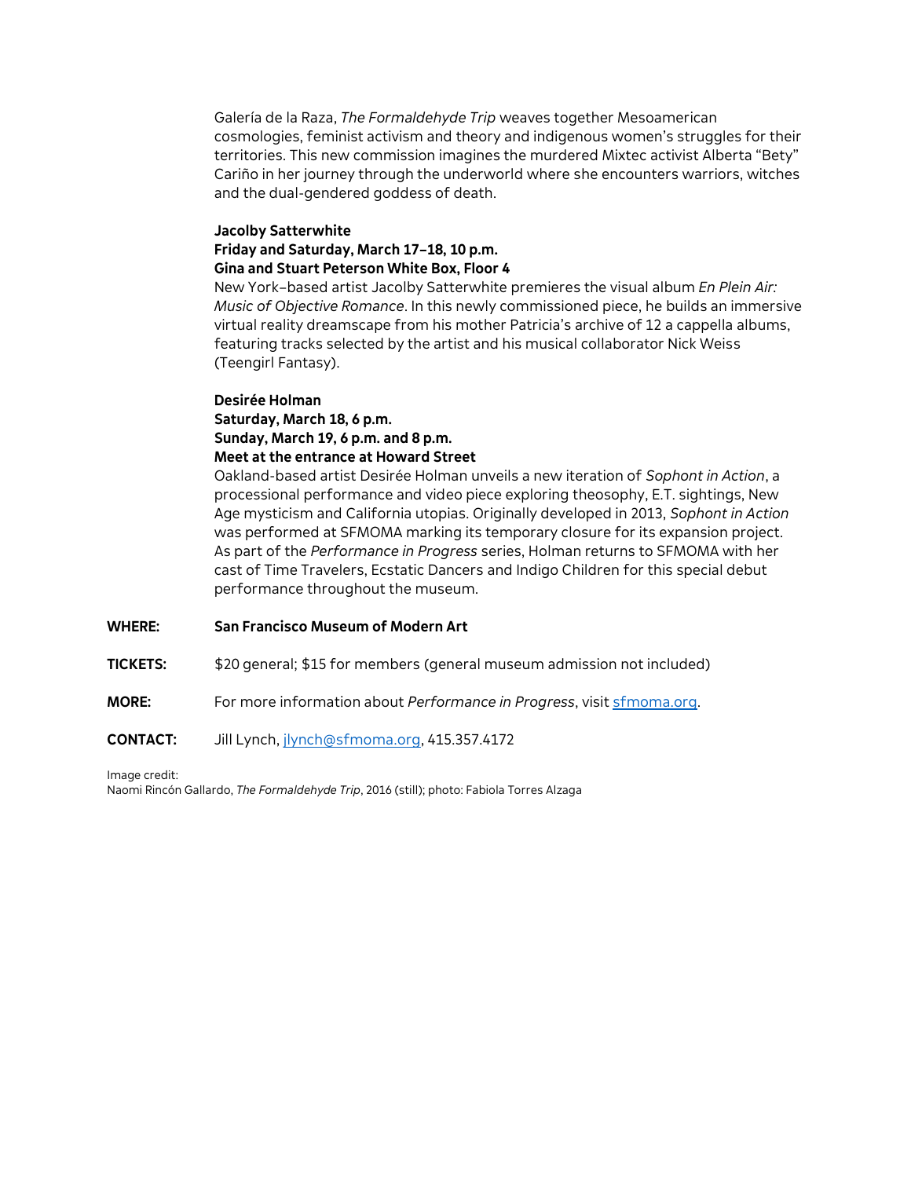Galería de la Raza, *The Formaldehyde Trip* weaves together Mesoamerican cosmologies, feminist activism and theory and indigenous women's struggles for their territories. This new commission imagines the murdered Mixtec activist Alberta "Bety" Cariño in her journey through the underworld where she encounters warriors, witches and the dual-gendered goddess of death.

**Jacolby Satterwhite**
**Friday and Saturday, March 17–18, 10 p.m.**
**Gina and Stuart Peterson White Box, Floor 4**
New York–based artist Jacolby Satterwhite premieres the visual album *En Plein Air: Music of Objective Romance*. In this newly commissioned piece, he builds an immersive virtual reality dreamscape from his mother Patricia's archive of 12 a cappella albums, featuring tracks selected by the artist and his musical collaborator Nick Weiss (Teengirl Fantasy).

**Desirée Holman**
**Saturday, March 18, 6 p.m.**
**Sunday, March 19, 6 p.m. and 8 p.m.**
**Meet at the entrance at Howard Street**
Oakland-based artist Desirée Holman unveils a new iteration of *Sophont in Action*, a processional performance and video piece exploring theosophy, E.T. sightings, New Age mysticism and California utopias. Originally developed in 2013, *Sophont in Action* was performed at SFMOMA marking its temporary closure for its expansion project. As part of the *Performance in Progress* series, Holman returns to SFMOMA with her cast of Time Travelers, Ecstatic Dancers and Indigo Children for this special debut performance throughout the museum.

**WHERE:** **San Francisco Museum of Modern Art**

**TICKETS:** $20 general; $15 for members (general museum admission not included)

**MORE:** For more information about *Performance in Progress*, visit sfmoma.org.

**CONTACT:** Jill Lynch, jlynch@sfmoma.org, 415.357.4172

Image credit:
Naomi Rincón Gallardo, *The Formaldehyde Trip*, 2016 (still); photo: Fabiola Torres Alzaga